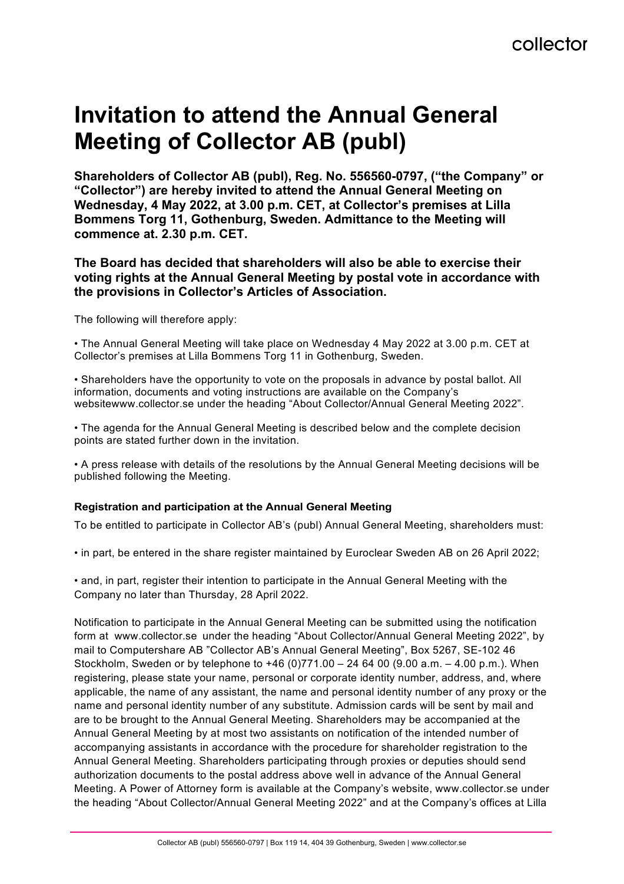# Invitation to attend the Annual General Meeting of Collector AB (publ)

**Shareholders of Collector AB (publ), Reg. No. 556560-0797, ("the Company" or "Collector") are hereby invited to attend the Annual General Meeting on Wednesday, 4 May 2022, at 3.00 p.m. CET, at Collector's premises at Lilla Bommens Torg 11, Gothenburg, Sweden. Admittance to the Meeting will commence at. 2.30 p.m. CET.**

**The Board has decided that shareholders will also be able to exercise their voting rights at the Annual General Meeting by postal vote in accordance with the provisions in Collector's Articles of Association.**

The following will therefore apply:

• The Annual General Meeting will take place on Wednesday 4 May 2022 at 3.00 p.m. CET at Collector's premises at Lilla Bommens Torg 11 in Gothenburg, Sweden.

• Shareholders have the opportunity to vote on the proposals in advance by postal ballot. All information, documents and voting instructions are available on the Company's websitewww.collector.se under the heading "About Collector/Annual General Meeting 2022".

• The agenda for the Annual General Meeting is described below and the complete decision points are stated further down in the invitation.

• A press release with details of the resolutions by the Annual General Meeting decisions will be published following the Meeting.

### Registration and participation at the Annual General Meeting

To be entitled to participate in Collector AB's (publ) Annual General Meeting, shareholders must:

• in part, be entered in the share register maintained by Euroclear Sweden AB on 26 April 2022;

• and, in part, register their intention to participate in the Annual General Meeting with the Company no later than Thursday, 28 April 2022.

Notification to participate in the Annual General Meeting can be submitted using the notification form at www.collector.se under the heading "About Collector/Annual General Meeting 2022", by mail to Computershare AB "Collector AB's Annual General Meeting", Box 5267, SE-102 46 Stockholm, Sweden or by telephone to +46 (0)771.00 – 24 64 00 (9.00 a.m. – 4.00 p.m.). When registering, please state your name, personal or corporate identity number, address, and, where applicable, the name of any assistant, the name and personal identity number of any proxy or the name and personal identity number of any substitute. Admission cards will be sent by mail and are to be brought to the Annual General Meeting. Shareholders may be accompanied at the Annual General Meeting by at most two assistants on notification of the intended number of accompanying assistants in accordance with the procedure for shareholder registration to the Annual General Meeting. Shareholders participating through proxies or deputies should send authorization documents to the postal address above well in advance of the Annual General Meeting. A Power of Attorney form is available at the Company's website, www.collector.se under the heading "About Collector/Annual General Meeting 2022" and at the Company's offices at Lilla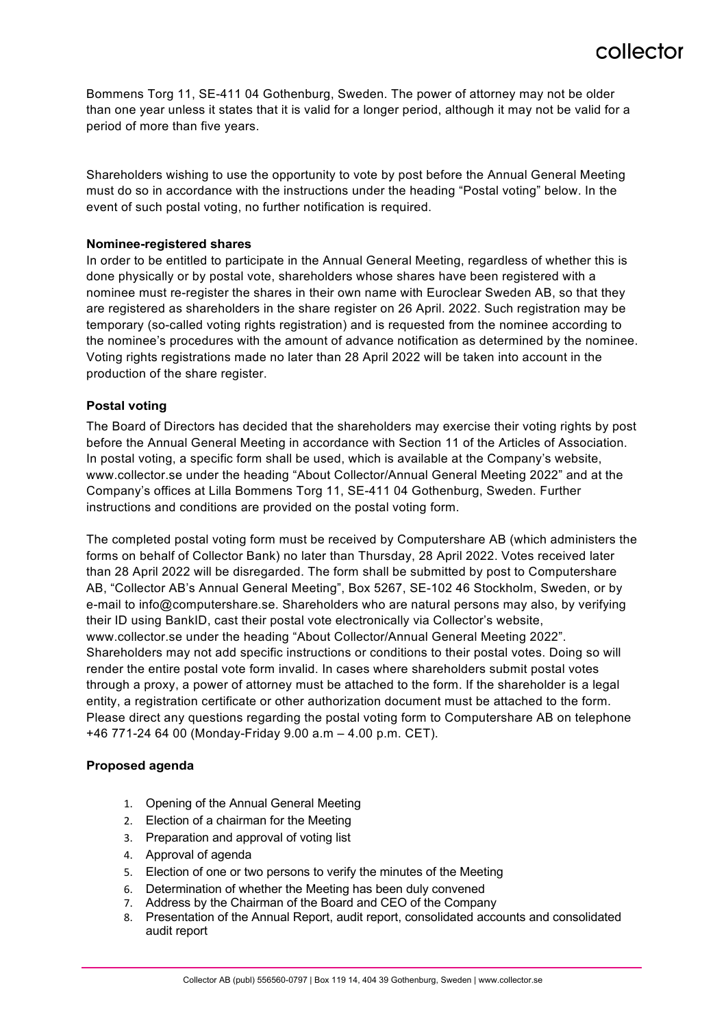Bommens Torg 11, SE-411 04 Gothenburg, Sweden. The power of attorney may not be older than one year unless it states that it is valid for a longer period, although it may not be valid for a period of more than five years.

Shareholders wishing to use the opportunity to vote by post before the Annual General Meeting must do so in accordance with the instructions under the heading "Postal voting" below. In the event of such postal voting, no further notification is required.

**Nominee-registered shares**

In order to be entitled to participate in the Annual General Meeting, regardless of whether this is done physically or by postal vote, shareholders whose shares have been registered with a nominee must re-register the shares in their own name with Euroclear Sweden AB, so that they are registered as shareholders in the share register on 26 April. 2022. Such registration may be temporary (so-called voting rights registration) and is requested from the nominee according to the nominee's procedures with the amount of advance notification as determined by the nominee. Voting rights registrations made no later than 28 April 2022 will be taken into account in the production of the share register.

**Postal voting**

The Board of Directors has decided that the shareholders may exercise their voting rights by post before the Annual General Meeting in accordance with Section 11 of the Articles of Association. In postal voting, a specific form shall be used, which is available at the Company's website, www.collector.se under the heading "About Collector/Annual General Meeting 2022" and at the Company's offices at Lilla Bommens Torg 11, SE-411 04 Gothenburg, Sweden. Further instructions and conditions are provided on the postal voting form.

The completed postal voting form must be received by Computershare AB (which administers the forms on behalf of Collector Bank) no later than Thursday, 28 April 2022. Votes received later than 28 April 2022 will be disregarded. The form shall be submitted by post to Computershare AB, "Collector AB's Annual General Meeting", Box 5267, SE-102 46 Stockholm, Sweden, or by e-mail to info@computershare.se. Shareholders who are natural persons may also, by verifying their ID using BankID, cast their postal vote electronically via Collector's website, www.collector.se under the heading "About Collector/Annual General Meeting 2022". Shareholders may not add specific instructions or conditions to their postal votes. Doing so will render the entire postal vote form invalid. In cases where shareholders submit postal votes through a proxy, a power of attorney must be attached to the form. If the shareholder is a legal entity, a registration certificate or other authorization document must be attached to the form. Please direct any questions regarding the postal voting form to Computershare AB on telephone +46 771-24 64 00 (Monday-Friday 9.00 a.m – 4.00 p.m. CET).

**Proposed agenda**

1. Opening of the Annual General Meeting
2. Election of a chairman for the Meeting
3. Preparation and approval of voting list
4. Approval of agenda
5. Election of one or two persons to verify the minutes of the Meeting
6. Determination of whether the Meeting has been duly convened
7. Address by the Chairman of the Board and CEO of the Company
8. Presentation of the Annual Report, audit report, consolidated accounts and consolidated audit report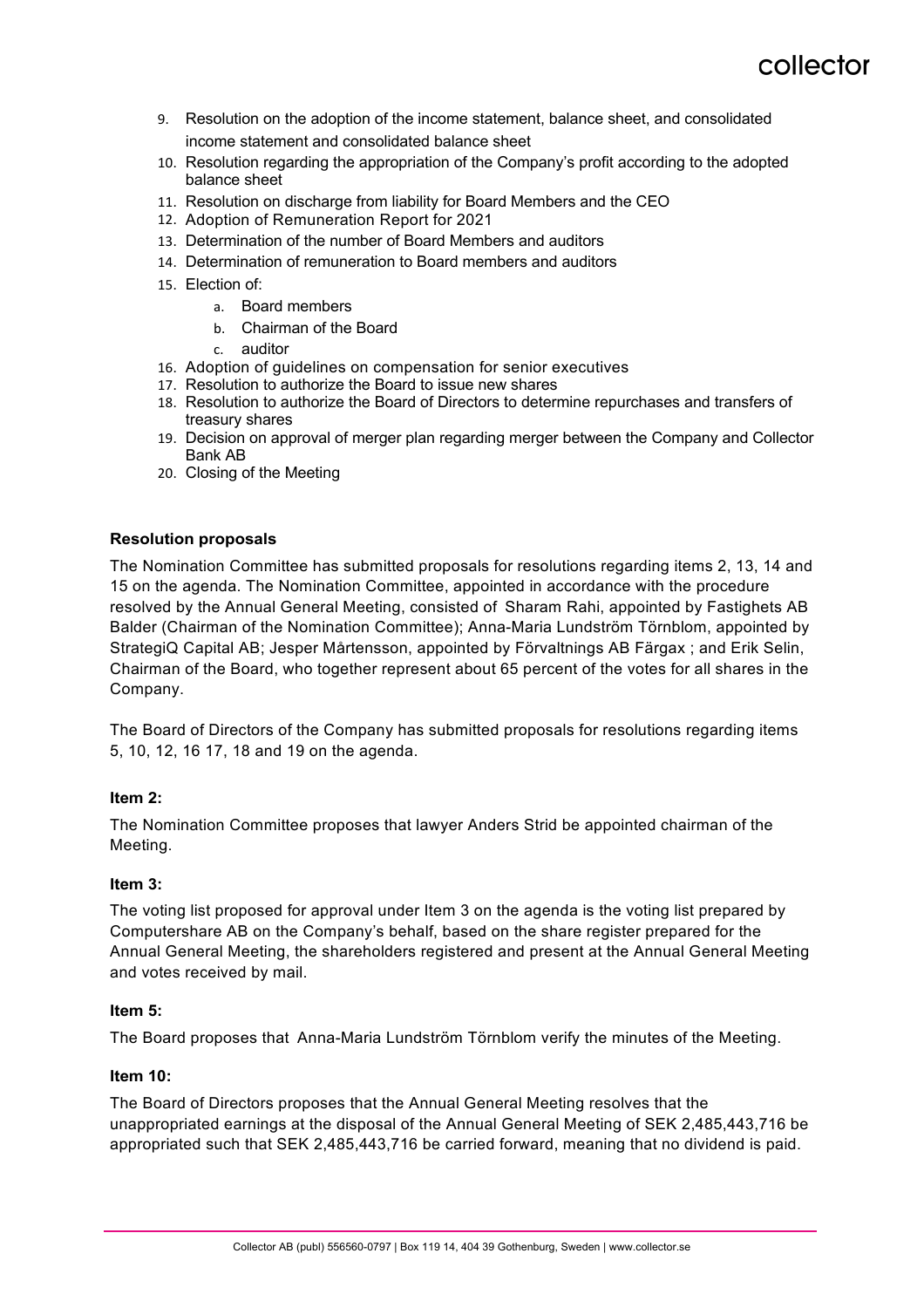9. Resolution on the adoption of the income statement, balance sheet, and consolidated income statement and consolidated balance sheet
10. Resolution regarding the appropriation of the Company's profit according to the adopted balance sheet
11. Resolution on discharge from liability for Board Members and the CEO
12. Adoption of Remuneration Report for 2021
13. Determination of the number of Board Members and auditors
14. Determination of remuneration to Board members and auditors
15. Election of:
    a. Board members
    b. Chairman of the Board
    c. auditor
16. Adoption of guidelines on compensation for senior executives
17. Resolution to authorize the Board to issue new shares
18. Resolution to authorize the Board of Directors to determine repurchases and transfers of treasury shares
19. Decision on approval of merger plan regarding merger between the Company and Collector Bank AB
20. Closing of the Meeting

**Resolution proposals**

The Nomination Committee has submitted proposals for resolutions regarding items 2, 13, 14 and 15 on the agenda. The Nomination Committee, appointed in accordance with the procedure resolved by the Annual General Meeting, consisted of Sharam Rahi, appointed by Fastighets AB Balder (Chairman of the Nomination Committee); Anna-Maria Lundström Törnblom, appointed by StrategiQ Capital AB; Jesper Mårtensson, appointed by Förvaltnings AB Färgax ; and Erik Selin, Chairman of the Board, who together represent about 65 percent of the votes for all shares in the Company.

The Board of Directors of the Company has submitted proposals for resolutions regarding items 5, 10, 12, 16 17, 18 and 19 on the agenda.

**Item 2:**

The Nomination Committee proposes that lawyer Anders Strid be appointed chairman of the Meeting.

**Item 3:**

The voting list proposed for approval under Item 3 on the agenda is the voting list prepared by Computershare AB on the Company's behalf, based on the share register prepared for the Annual General Meeting, the shareholders registered and present at the Annual General Meeting and votes received by mail.

**Item 5:**

The Board proposes that Anna-Maria Lundström Törnblom verify the minutes of the Meeting.

**Item 10:**

The Board of Directors proposes that the Annual General Meeting resolves that the unappropriated earnings at the disposal of the Annual General Meeting of SEK 2,485,443,716 be appropriated such that SEK 2,485,443,716 be carried forward, meaning that no dividend is paid.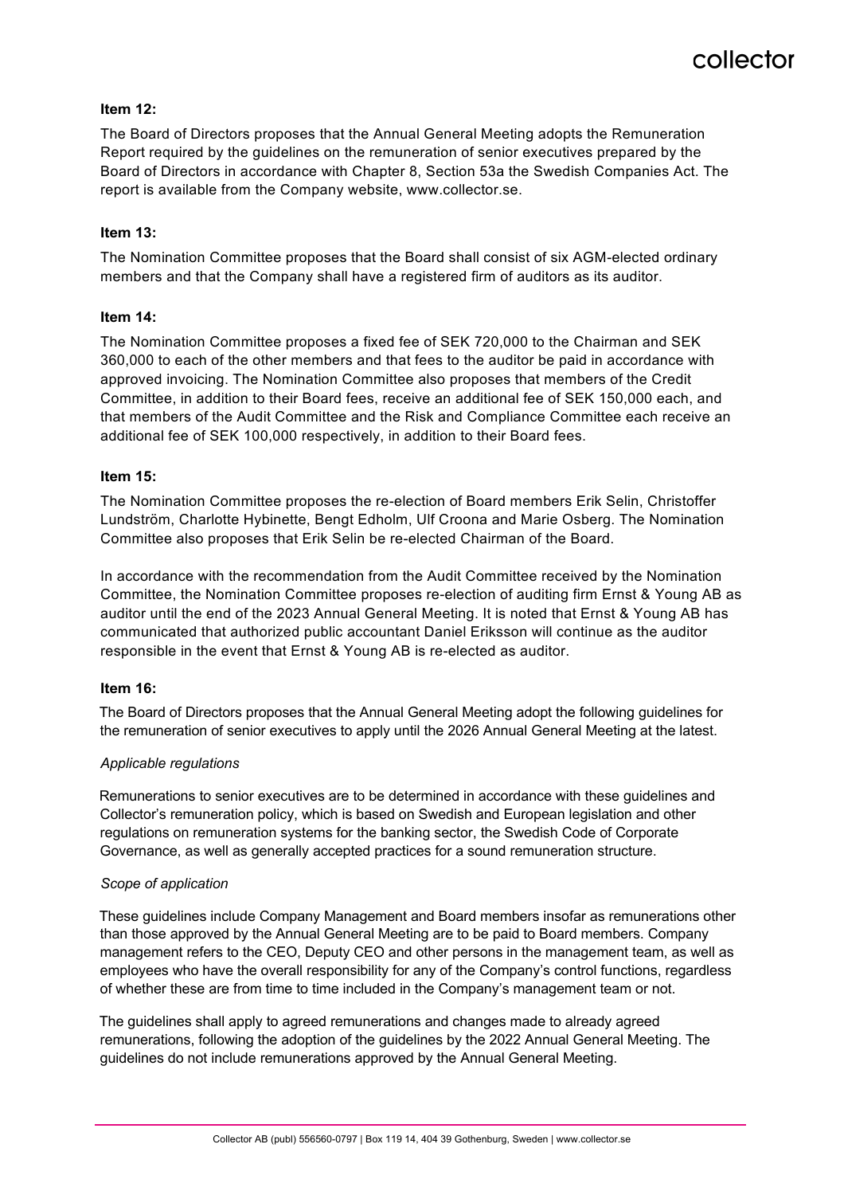**Item 12:**

The Board of Directors proposes that the Annual General Meeting adopts the Remuneration Report required by the guidelines on the remuneration of senior executives prepared by the Board of Directors in accordance with Chapter 8, Section 53a the Swedish Companies Act. The report is available from the Company website, www.collector.se.

**Item 13:**

The Nomination Committee proposes that the Board shall consist of six AGM-elected ordinary members and that the Company shall have a registered firm of auditors as its auditor.

**Item 14:**

The Nomination Committee proposes a fixed fee of SEK 720,000 to the Chairman and SEK 360,000 to each of the other members and that fees to the auditor be paid in accordance with approved invoicing. The Nomination Committee also proposes that members of the Credit Committee, in addition to their Board fees, receive an additional fee of SEK 150,000 each, and that members of the Audit Committee and the Risk and Compliance Committee each receive an additional fee of SEK 100,000 respectively, in addition to their Board fees.

**Item 15:**

The Nomination Committee proposes the re-election of Board members Erik Selin, Christoffer Lundström, Charlotte Hybinette, Bengt Edholm, Ulf Croona and Marie Osberg. The Nomination Committee also proposes that Erik Selin be re-elected Chairman of the Board.

In accordance with the recommendation from the Audit Committee received by the Nomination Committee, the Nomination Committee proposes re-election of auditing firm Ernst & Young AB as auditor until the end of the 2023 Annual General Meeting. It is noted that Ernst & Young AB has communicated that authorized public accountant Daniel Eriksson will continue as the auditor responsible in the event that Ernst & Young AB is re-elected as auditor.

**Item 16:**

The Board of Directors proposes that the Annual General Meeting adopt the following guidelines for the remuneration of senior executives to apply until the 2026 Annual General Meeting at the latest.

*Applicable regulations*

Remunerations to senior executives are to be determined in accordance with these guidelines and Collector's remuneration policy, which is based on Swedish and European legislation and other regulations on remuneration systems for the banking sector, the Swedish Code of Corporate Governance, as well as generally accepted practices for a sound remuneration structure.

*Scope of application*

These guidelines include Company Management and Board members insofar as remunerations other than those approved by the Annual General Meeting are to be paid to Board members. Company management refers to the CEO, Deputy CEO and other persons in the management team, as well as employees who have the overall responsibility for any of the Company's control functions, regardless of whether these are from time to time included in the Company's management team or not.

The guidelines shall apply to agreed remunerations and changes made to already agreed remunerations, following the adoption of the guidelines by the 2022 Annual General Meeting. The guidelines do not include remunerations approved by the Annual General Meeting.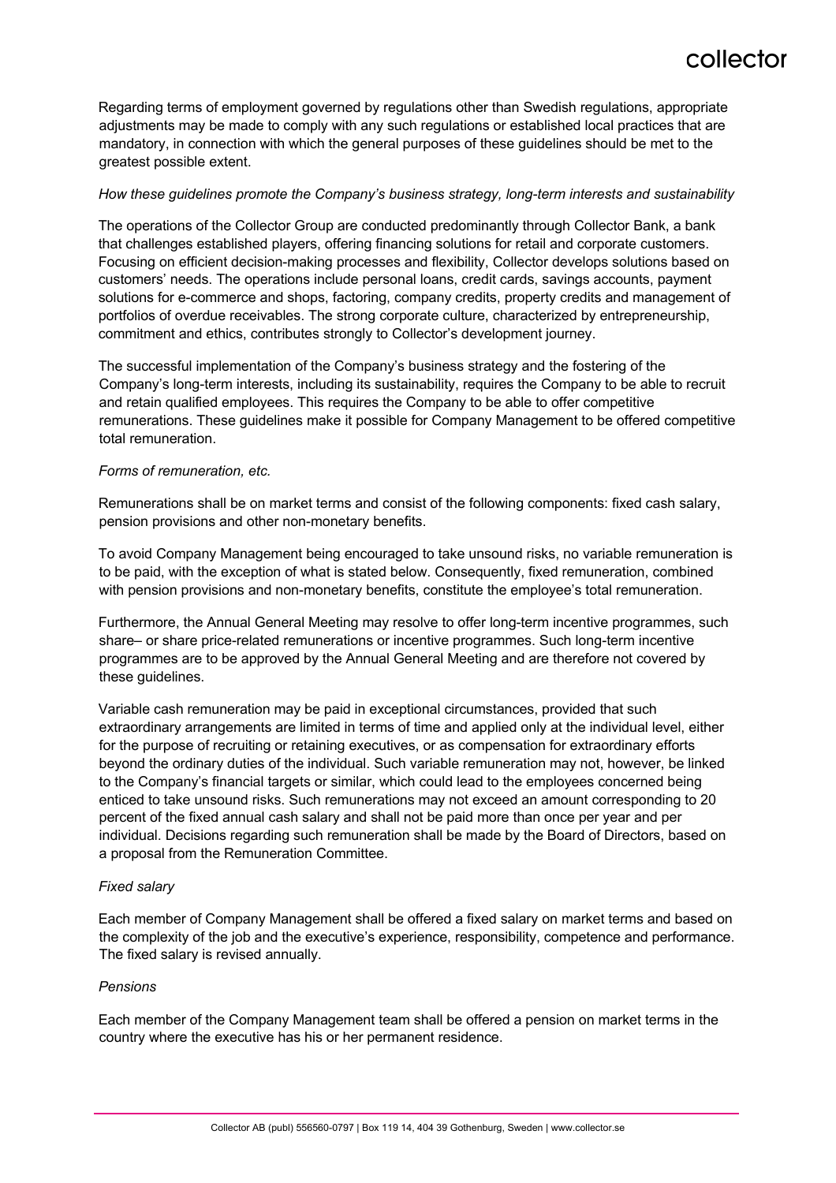Regarding terms of employment governed by regulations other than Swedish regulations, appropriate adjustments may be made to comply with any such regulations or established local practices that are mandatory, in connection with which the general purposes of these guidelines should be met to the greatest possible extent.

*How these guidelines promote the Company's business strategy, long-term interests and sustainability*

The operations of the Collector Group are conducted predominantly through Collector Bank, a bank that challenges established players, offering financing solutions for retail and corporate customers. Focusing on efficient decision-making processes and flexibility, Collector develops solutions based on customers' needs. The operations include personal loans, credit cards, savings accounts, payment solutions for e-commerce and shops, factoring, company credits, property credits and management of portfolios of overdue receivables. The strong corporate culture, characterized by entrepreneurship, commitment and ethics, contributes strongly to Collector's development journey.

The successful implementation of the Company's business strategy and the fostering of the Company's long-term interests, including its sustainability, requires the Company to be able to recruit and retain qualified employees. This requires the Company to be able to offer competitive remunerations. These guidelines make it possible for Company Management to be offered competitive total remuneration.

*Forms of remuneration, etc.*

Remunerations shall be on market terms and consist of the following components: fixed cash salary, pension provisions and other non-monetary benefits.

To avoid Company Management being encouraged to take unsound risks, no variable remuneration is to be paid, with the exception of what is stated below. Consequently, fixed remuneration, combined with pension provisions and non-monetary benefits, constitute the employee's total remuneration.

Furthermore, the Annual General Meeting may resolve to offer long-term incentive programmes, such share– or share price-related remunerations or incentive programmes. Such long-term incentive programmes are to be approved by the Annual General Meeting and are therefore not covered by these guidelines.

Variable cash remuneration may be paid in exceptional circumstances, provided that such extraordinary arrangements are limited in terms of time and applied only at the individual level, either for the purpose of recruiting or retaining executives, or as compensation for extraordinary efforts beyond the ordinary duties of the individual. Such variable remuneration may not, however, be linked to the Company's financial targets or similar, which could lead to the employees concerned being enticed to take unsound risks. Such remunerations may not exceed an amount corresponding to 20 percent of the fixed annual cash salary and shall not be paid more than once per year and per individual. Decisions regarding such remuneration shall be made by the Board of Directors, based on a proposal from the Remuneration Committee.

*Fixed salary*

Each member of Company Management shall be offered a fixed salary on market terms and based on the complexity of the job and the executive's experience, responsibility, competence and performance. The fixed salary is revised annually.

*Pensions*

Each member of the Company Management team shall be offered a pension on market terms in the country where the executive has his or her permanent residence.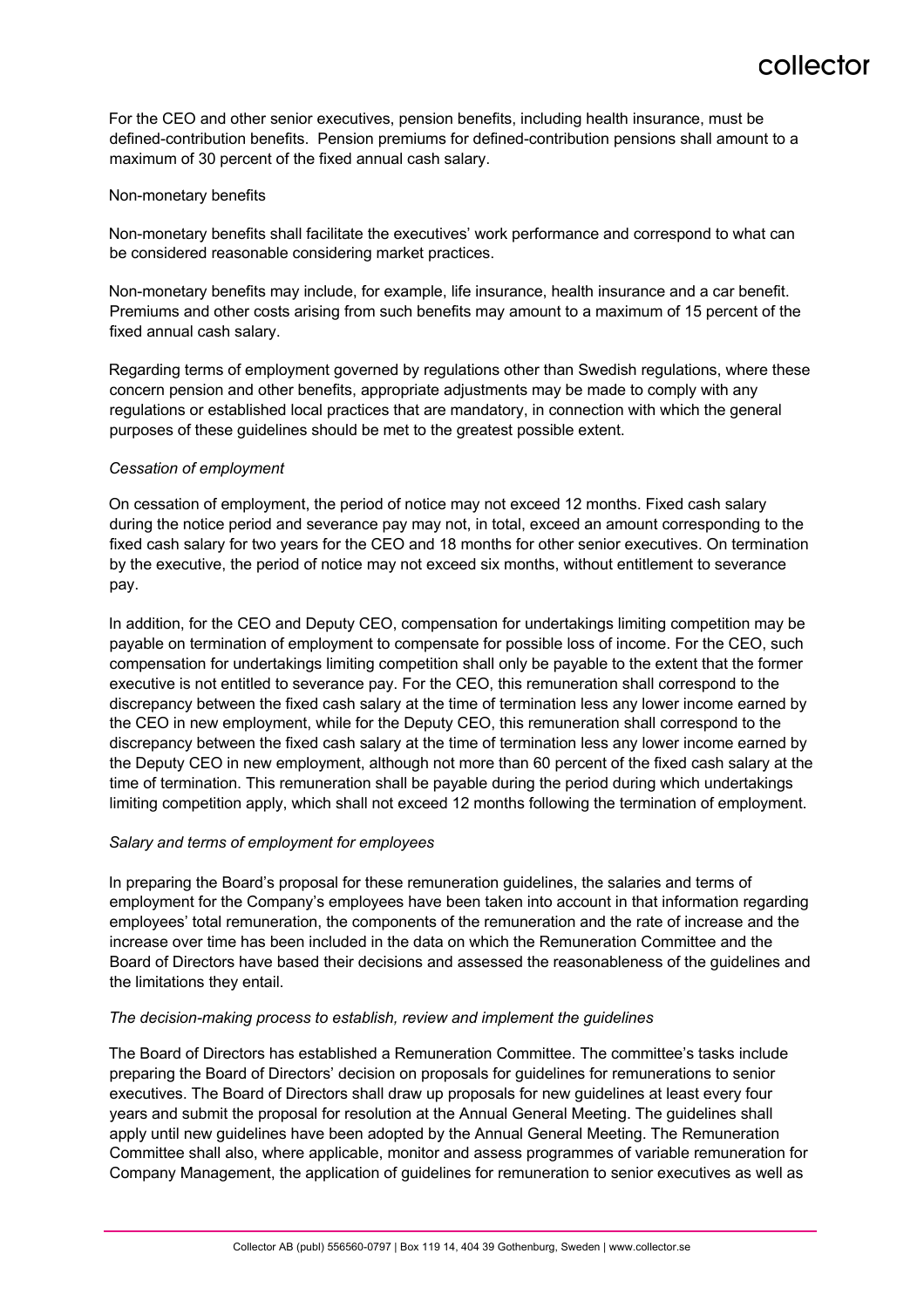For the CEO and other senior executives, pension benefits, including health insurance, must be defined-contribution benefits. Pension premiums for defined-contribution pensions shall amount to a maximum of 30 percent of the fixed annual cash salary.

Non-monetary benefits

Non-monetary benefits shall facilitate the executives' work performance and correspond to what can be considered reasonable considering market practices.

Non-monetary benefits may include, for example, life insurance, health insurance and a car benefit. Premiums and other costs arising from such benefits may amount to a maximum of 15 percent of the fixed annual cash salary.

Regarding terms of employment governed by regulations other than Swedish regulations, where these concern pension and other benefits, appropriate adjustments may be made to comply with any regulations or established local practices that are mandatory, in connection with which the general purposes of these guidelines should be met to the greatest possible extent.

*Cessation of employment*

On cessation of employment, the period of notice may not exceed 12 months. Fixed cash salary during the notice period and severance pay may not, in total, exceed an amount corresponding to the fixed cash salary for two years for the CEO and 18 months for other senior executives. On termination by the executive, the period of notice may not exceed six months, without entitlement to severance pay.

In addition, for the CEO and Deputy CEO, compensation for undertakings limiting competition may be payable on termination of employment to compensate for possible loss of income. For the CEO, such compensation for undertakings limiting competition shall only be payable to the extent that the former executive is not entitled to severance pay. For the CEO, this remuneration shall correspond to the discrepancy between the fixed cash salary at the time of termination less any lower income earned by the CEO in new employment, while for the Deputy CEO, this remuneration shall correspond to the discrepancy between the fixed cash salary at the time of termination less any lower income earned by the Deputy CEO in new employment, although not more than 60 percent of the fixed cash salary at the time of termination. This remuneration shall be payable during the period during which undertakings limiting competition apply, which shall not exceed 12 months following the termination of employment.

*Salary and terms of employment for employees*

In preparing the Board's proposal for these remuneration guidelines, the salaries and terms of employment for the Company's employees have been taken into account in that information regarding employees' total remuneration, the components of the remuneration and the rate of increase and the increase over time has been included in the data on which the Remuneration Committee and the Board of Directors have based their decisions and assessed the reasonableness of the guidelines and the limitations they entail.

*The decision-making process to establish, review and implement the guidelines*

The Board of Directors has established a Remuneration Committee. The committee's tasks include preparing the Board of Directors' decision on proposals for guidelines for remunerations to senior executives. The Board of Directors shall draw up proposals for new guidelines at least every four years and submit the proposal for resolution at the Annual General Meeting. The guidelines shall apply until new guidelines have been adopted by the Annual General Meeting. The Remuneration Committee shall also, where applicable, monitor and assess programmes of variable remuneration for Company Management, the application of guidelines for remuneration to senior executives as well as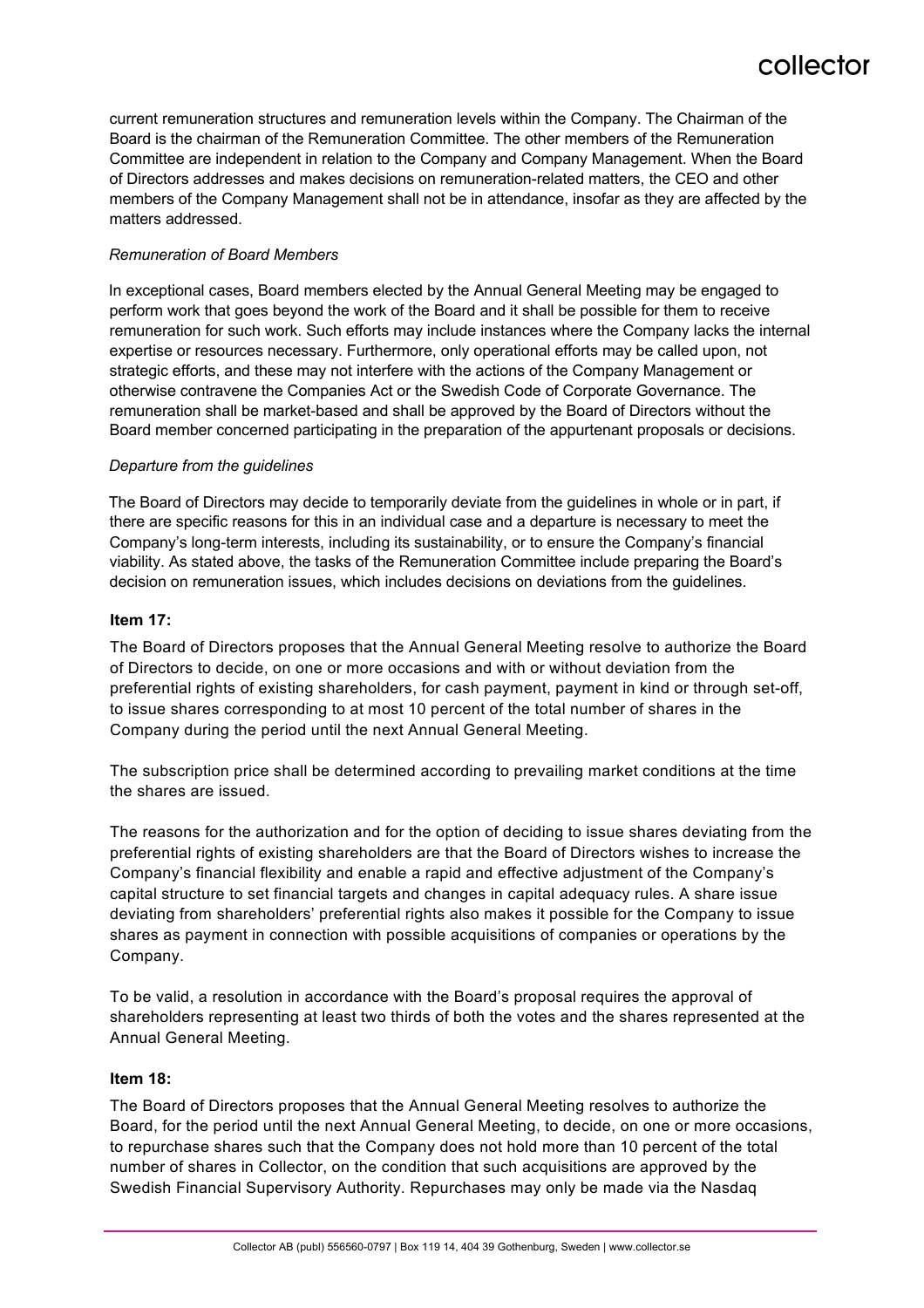current remuneration structures and remuneration levels within the Company. The Chairman of the Board is the chairman of the Remuneration Committee. The other members of the Remuneration Committee are independent in relation to the Company and Company Management. When the Board of Directors addresses and makes decisions on remuneration-related matters, the CEO and other members of the Company Management shall not be in attendance, insofar as they are affected by the matters addressed.

*Remuneration of Board Members*

In exceptional cases, Board members elected by the Annual General Meeting may be engaged to perform work that goes beyond the work of the Board and it shall be possible for them to receive remuneration for such work. Such efforts may include instances where the Company lacks the internal expertise or resources necessary. Furthermore, only operational efforts may be called upon, not strategic efforts, and these may not interfere with the actions of the Company Management or otherwise contravene the Companies Act or the Swedish Code of Corporate Governance. The remuneration shall be market-based and shall be approved by the Board of Directors without the Board member concerned participating in the preparation of the appurtenant proposals or decisions.

*Departure from the guidelines*

The Board of Directors may decide to temporarily deviate from the guidelines in whole or in part, if there are specific reasons for this in an individual case and a departure is necessary to meet the Company's long-term interests, including its sustainability, or to ensure the Company's financial viability. As stated above, the tasks of the Remuneration Committee include preparing the Board's decision on remuneration issues, which includes decisions on deviations from the guidelines.

**Item 17:**

The Board of Directors proposes that the Annual General Meeting resolve to authorize the Board of Directors to decide, on one or more occasions and with or without deviation from the preferential rights of existing shareholders, for cash payment, payment in kind or through set-off, to issue shares corresponding to at most 10 percent of the total number of shares in the Company during the period until the next Annual General Meeting.

The subscription price shall be determined according to prevailing market conditions at the time the shares are issued.

The reasons for the authorization and for the option of deciding to issue shares deviating from the preferential rights of existing shareholders are that the Board of Directors wishes to increase the Company's financial flexibility and enable a rapid and effective adjustment of the Company's capital structure to set financial targets and changes in capital adequacy rules. A share issue deviating from shareholders' preferential rights also makes it possible for the Company to issue shares as payment in connection with possible acquisitions of companies or operations by the Company.

To be valid, a resolution in accordance with the Board's proposal requires the approval of shareholders representing at least two thirds of both the votes and the shares represented at the Annual General Meeting.

**Item 18:**

The Board of Directors proposes that the Annual General Meeting resolves to authorize the Board, for the period until the next Annual General Meeting, to decide, on one or more occasions, to repurchase shares such that the Company does not hold more than 10 percent of the total number of shares in Collector, on the condition that such acquisitions are approved by the Swedish Financial Supervisory Authority. Repurchases may only be made via the Nasdaq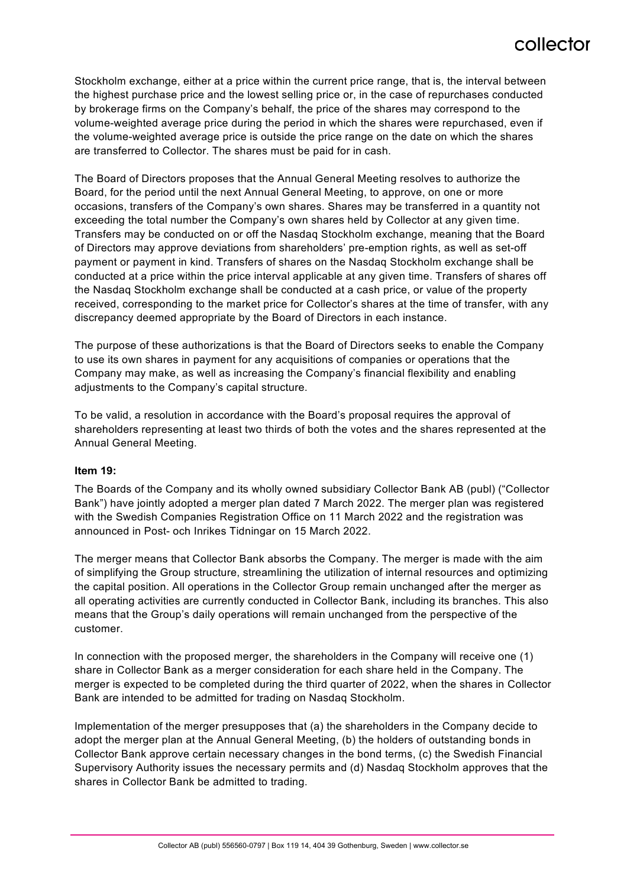Stockholm exchange, either at a price within the current price range, that is, the interval between the highest purchase price and the lowest selling price or, in the case of repurchases conducted by brokerage firms on the Company's behalf, the price of the shares may correspond to the volume-weighted average price during the period in which the shares were repurchased, even if the volume-weighted average price is outside the price range on the date on which the shares are transferred to Collector. The shares must be paid for in cash.

The Board of Directors proposes that the Annual General Meeting resolves to authorize the Board, for the period until the next Annual General Meeting, to approve, on one or more occasions, transfers of the Company's own shares. Shares may be transferred in a quantity not exceeding the total number the Company's own shares held by Collector at any given time. Transfers may be conducted on or off the Nasdaq Stockholm exchange, meaning that the Board of Directors may approve deviations from shareholders' pre-emption rights, as well as set-off payment or payment in kind. Transfers of shares on the Nasdaq Stockholm exchange shall be conducted at a price within the price interval applicable at any given time. Transfers of shares off the Nasdaq Stockholm exchange shall be conducted at a cash price, or value of the property received, corresponding to the market price for Collector's shares at the time of transfer, with any discrepancy deemed appropriate by the Board of Directors in each instance.

The purpose of these authorizations is that the Board of Directors seeks to enable the Company to use its own shares in payment for any acquisitions of companies or operations that the Company may make, as well as increasing the Company's financial flexibility and enabling adjustments to the Company's capital structure.

To be valid, a resolution in accordance with the Board's proposal requires the approval of shareholders representing at least two thirds of both the votes and the shares represented at the Annual General Meeting.

**Item 19:**

The Boards of the Company and its wholly owned subsidiary Collector Bank AB (publ) ("Collector Bank") have jointly adopted a merger plan dated 7 March 2022. The merger plan was registered with the Swedish Companies Registration Office on 11 March 2022 and the registration was announced in Post- och Inrikes Tidningar on 15 March 2022.

The merger means that Collector Bank absorbs the Company. The merger is made with the aim of simplifying the Group structure, streamlining the utilization of internal resources and optimizing the capital position. All operations in the Collector Group remain unchanged after the merger as all operating activities are currently conducted in Collector Bank, including its branches. This also means that the Group's daily operations will remain unchanged from the perspective of the customer.

In connection with the proposed merger, the shareholders in the Company will receive one (1) share in Collector Bank as a merger consideration for each share held in the Company. The merger is expected to be completed during the third quarter of 2022, when the shares in Collector Bank are intended to be admitted for trading on Nasdaq Stockholm.

Implementation of the merger presupposes that (a) the shareholders in the Company decide to adopt the merger plan at the Annual General Meeting, (b) the holders of outstanding bonds in Collector Bank approve certain necessary changes in the bond terms, (c) the Swedish Financial Supervisory Authority issues the necessary permits and (d) Nasdaq Stockholm approves that the shares in Collector Bank be admitted to trading.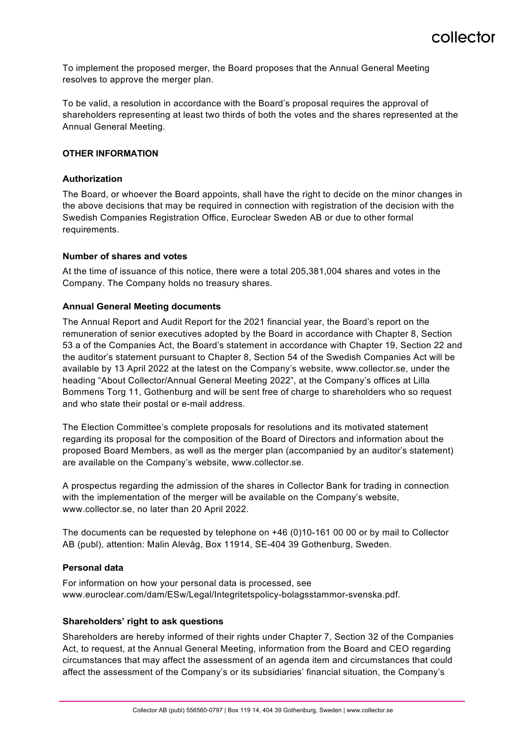To implement the proposed merger, the Board proposes that the Annual General Meeting resolves to approve the merger plan.

To be valid, a resolution in accordance with the Board's proposal requires the approval of shareholders representing at least two thirds of both the votes and the shares represented at the Annual General Meeting.

## OTHER INFORMATION

### Authorization

The Board, or whoever the Board appoints, shall have the right to decide on the minor changes in the above decisions that may be required in connection with registration of the decision with the Swedish Companies Registration Office, Euroclear Sweden AB or due to other formal requirements.

### Number of shares and votes

At the time of issuance of this notice, there were a total 205,381,004 shares and votes in the Company. The Company holds no treasury shares.

### Annual General Meeting documents

The Annual Report and Audit Report for the 2021 financial year, the Board's report on the remuneration of senior executives adopted by the Board in accordance with Chapter 8, Section 53 a of the Companies Act, the Board's statement in accordance with Chapter 19, Section 22 and the auditor's statement pursuant to Chapter 8, Section 54 of the Swedish Companies Act will be available by 13 April 2022 at the latest on the Company's website, www.collector.se, under the heading "About Collector/Annual General Meeting 2022", at the Company's offices at Lilla Bommens Torg 11, Gothenburg and will be sent free of charge to shareholders who so request and who state their postal or e-mail address.

The Election Committee's complete proposals for resolutions and its motivated statement regarding its proposal for the composition of the Board of Directors and information about the proposed Board Members, as well as the merger plan (accompanied by an auditor's statement) are available on the Company's website, www.collector.se.

A prospectus regarding the admission of the shares in Collector Bank for trading in connection with the implementation of the merger will be available on the Company's website, www.collector.se, no later than 20 April 2022.

The documents can be requested by telephone on +46 (0)10-161 00 00 or by mail to Collector AB (publ), attention: Malin Alevåg, Box 11914, SE-404 39 Gothenburg, Sweden.

### Personal data

For information on how your personal data is processed, see www.euroclear.com/dam/ESw/Legal/Integritetspolicy-bolagsstammor-svenska.pdf.

### Shareholders' right to ask questions

Shareholders are hereby informed of their rights under Chapter 7, Section 32 of the Companies Act, to request, at the Annual General Meeting, information from the Board and CEO regarding circumstances that may affect the assessment of an agenda item and circumstances that could affect the assessment of the Company's or its subsidiaries' financial situation, the Company's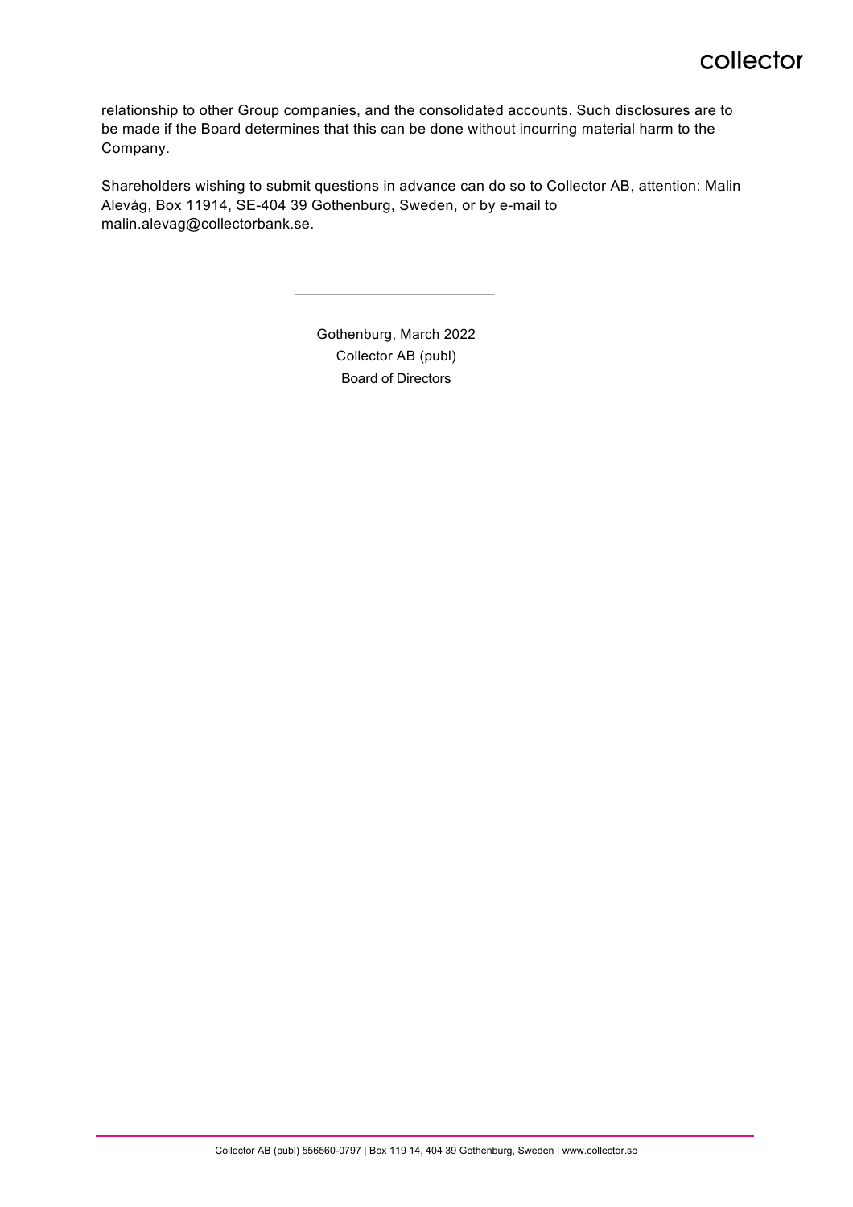relationship to other Group companies, and the consolidated accounts. Such disclosures are to be made if the Board determines that this can be done without incurring material harm to the Company.

Shareholders wishing to submit questions in advance can do so to Collector AB, attention: Malin Alevåg, Box 11914, SE-404 39 Gothenburg, Sweden, or by e-mail to malin.alevag@collectorbank.se.

---

Gothenburg, March 2022
Collector AB (publ)
Board of Directors